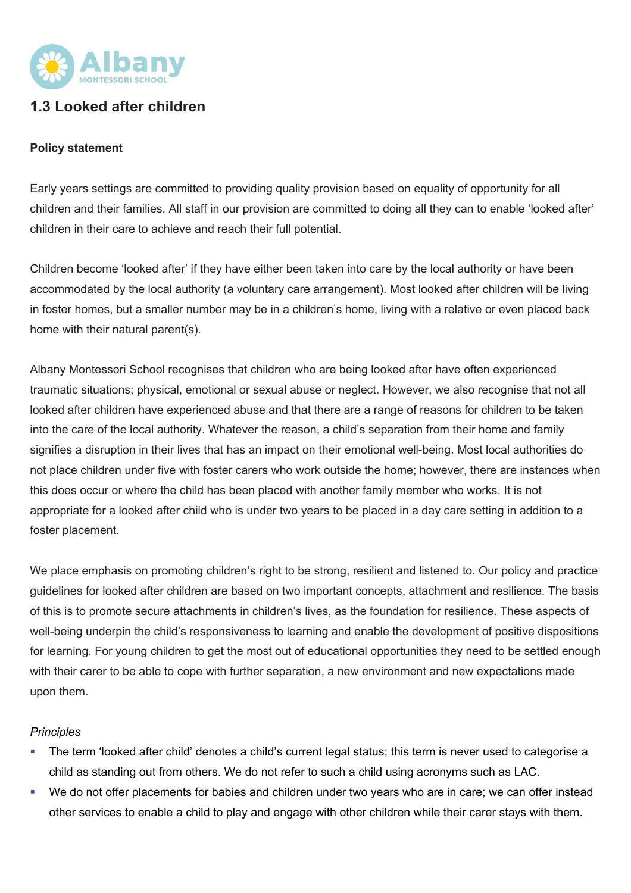# 1.3 Looked after children

**Policy statement**

Early years settings are committed to providing quality provision based on equality of opportunity for all children and their families. All staff in our provision are committed to doing all they can to enable 'looked after' children in their care to achieve and reach their full potential.

Children become 'looked after' if they have either been taken into care by the local authority or have been accommodated by the local authority (a voluntary care arrangement). Most looked after children will be living in foster homes, but a smaller number may be in a children's home, living with a relative or even placed back home with their natural parent(s).

Albany Montessori School recognises that children who are being looked after have often experienced traumatic situations; physical, emotional or sexual abuse or neglect. However, we also recognise that not all looked after children have experienced abuse and that there are a range of reasons for children to be taken into the care of the local authority. Whatever the reason, a child's separation from their home and family signifies a disruption in their lives that has an impact on their emotional well-being. Most local authorities do not place children under five with foster carers who work outside the home; however, there are instances when this does occur or where the child has been placed with another family member who works. It is not appropriate for a looked after child who is under two years to be placed in a day care setting in addition to a foster placement.

We place emphasis on promoting children's right to be strong, resilient and listened to. Our policy and practice guidelines for looked after children are based on two important concepts, attachment and resilience. The basis of this is to promote secure attachments in children's lives, as the foundation for resilience. These aspects of well-being underpin the child's responsiveness to learning and enable the development of positive dispositions for learning. For young children to get the most out of educational opportunities they need to be settled enough with their carer to be able to cope with further separation, a new environment and new expectations made upon them.

*Principles*

- The term 'looked after child' denotes a child's current legal status; this term is never used to categorise a child as standing out from others. We do not refer to such a child using acronyms such as LAC.
- We do not offer placements for babies and children under two years who are in care; we can offer instead other services to enable a child to play and engage with other children while their carer stays with them.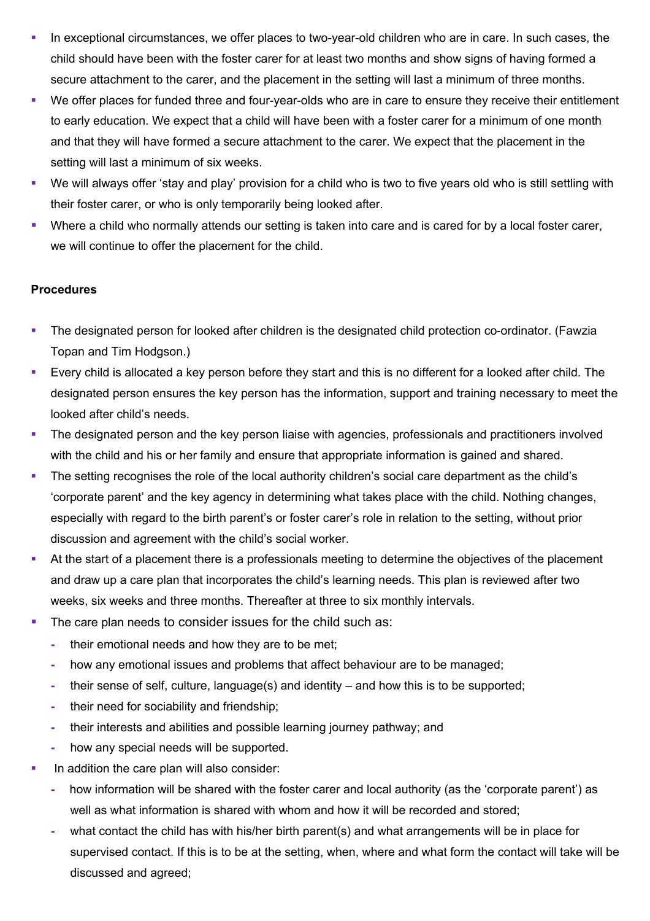- In exceptional circumstances, we offer places to two-year-old children who are in care. In such cases, the child should have been with the foster carer for at least two months and show signs of having formed a secure attachment to the carer, and the placement in the setting will last a minimum of three months.
- We offer places for funded three and four-year-olds who are in care to ensure they receive their entitlement to early education. We expect that a child will have been with a foster carer for a minimum of one month and that they will have formed a secure attachment to the carer. We expect that the placement in the setting will last a minimum of six weeks.
- We will always offer 'stay and play' provision for a child who is two to five years old who is still settling with their foster carer, or who is only temporarily being looked after.
- Where a child who normally attends our setting is taken into care and is cared for by a local foster carer, we will continue to offer the placement for the child.

**Procedures**

- The designated person for looked after children is the designated child protection co-ordinator. (Fawzia Topan and Tim Hodgson.)
- Every child is allocated a key person before they start and this is no different for a looked after child. The designated person ensures the key person has the information, support and training necessary to meet the looked after child's needs.
- The designated person and the key person liaise with agencies, professionals and practitioners involved with the child and his or her family and ensure that appropriate information is gained and shared.
- The setting recognises the role of the local authority children's social care department as the child's 'corporate parent' and the key agency in determining what takes place with the child. Nothing changes, especially with regard to the birth parent's or foster carer's role in relation to the setting, without prior discussion and agreement with the child's social worker.
- At the start of a placement there is a professionals meeting to determine the objectives of the placement and draw up a care plan that incorporates the child's learning needs. This plan is reviewed after two weeks, six weeks and three months. Thereafter at three to six monthly intervals.
- The care plan needs to consider issues for the child such as:
  - their emotional needs and how they are to be met;
  - how any emotional issues and problems that affect behaviour are to be managed;
  - their sense of self, culture, language(s) and identity – and how this is to be supported;
  - their need for sociability and friendship;
  - their interests and abilities and possible learning journey pathway; and
  - how any special needs will be supported.
- In addition the care plan will also consider:
  - how information will be shared with the foster carer and local authority (as the 'corporate parent') as well as what information is shared with whom and how it will be recorded and stored;
  - what contact the child has with his/her birth parent(s) and what arrangements will be in place for supervised contact. If this is to be at the setting, when, where and what form the contact will take will be discussed and agreed;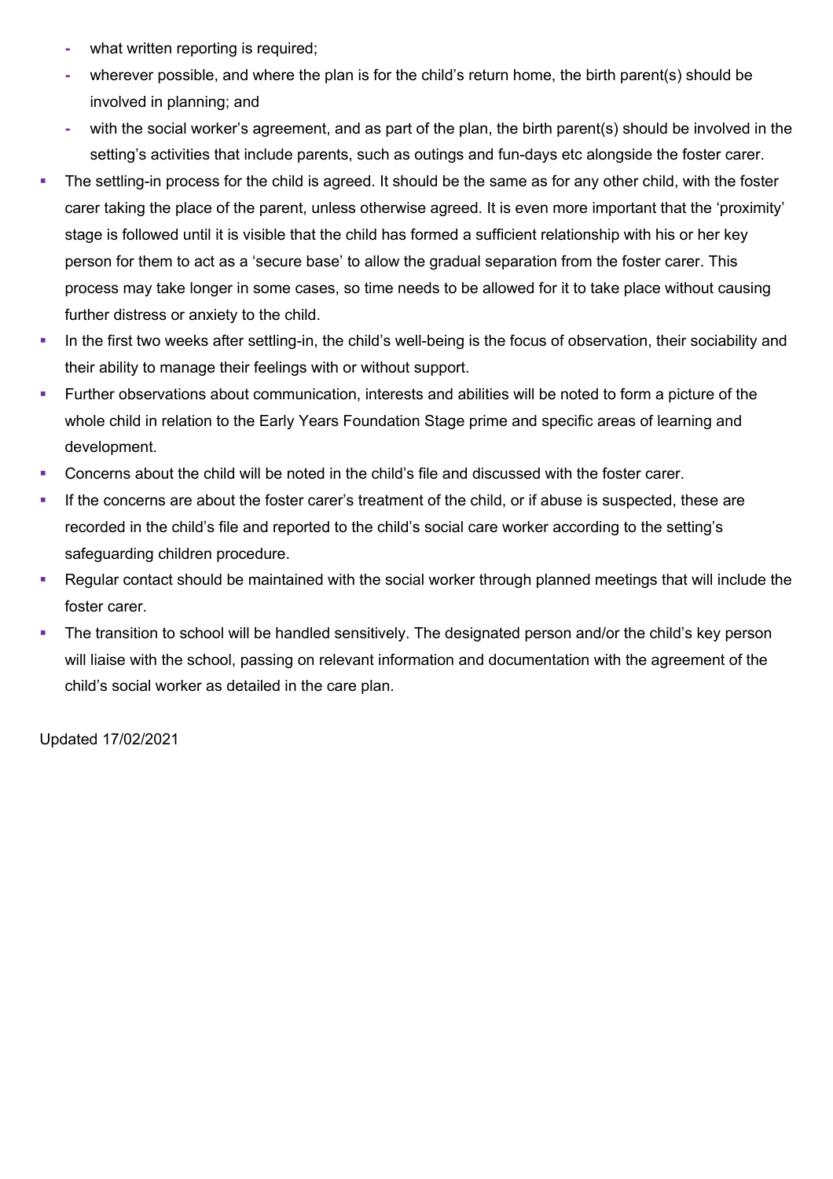- what written reporting is required;
  - wherever possible, and where the plan is for the child's return home, the birth parent(s) should be involved in planning; and
  - with the social worker's agreement, and as part of the plan, the birth parent(s) should be involved in the setting's activities that include parents, such as outings and fun-days etc alongside the foster carer.
- The settling-in process for the child is agreed. It should be the same as for any other child, with the foster carer taking the place of the parent, unless otherwise agreed. It is even more important that the 'proximity' stage is followed until it is visible that the child has formed a sufficient relationship with his or her key person for them to act as a 'secure base' to allow the gradual separation from the foster carer. This process may take longer in some cases, so time needs to be allowed for it to take place without causing further distress or anxiety to the child.
- In the first two weeks after settling-in, the child's well-being is the focus of observation, their sociability and their ability to manage their feelings with or without support.
- Further observations about communication, interests and abilities will be noted to form a picture of the whole child in relation to the Early Years Foundation Stage prime and specific areas of learning and development.
- Concerns about the child will be noted in the child's file and discussed with the foster carer.
- If the concerns are about the foster carer's treatment of the child, or if abuse is suspected, these are recorded in the child's file and reported to the child's social care worker according to the setting's safeguarding children procedure.
- Regular contact should be maintained with the social worker through planned meetings that will include the foster carer.
- The transition to school will be handled sensitively. The designated person and/or the child's key person will liaise with the school, passing on relevant information and documentation with the agreement of the child's social worker as detailed in the care plan.

Updated 17/02/2021